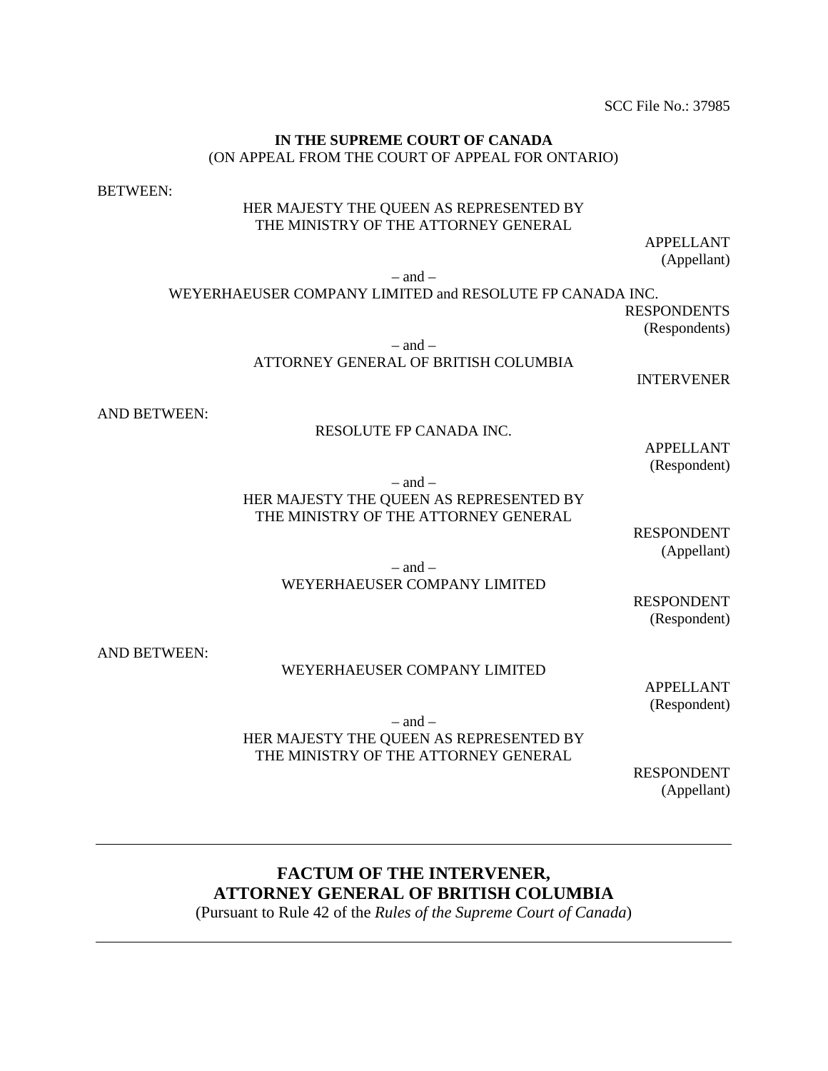SCC File No.: 37985

**IN THE SUPREME COURT OF CANADA**
(ON APPEAL FROM THE COURT OF APPEAL FOR ONTARIO)

BETWEEN:

HER MAJESTY THE QUEEN AS REPRESENTED BY
THE MINISTRY OF THE ATTORNEY GENERAL

APPELLANT
(Appellant)

– and –

WEYERHAEUSER COMPANY LIMITED and RESOLUTE FP CANADA INC.

RESPONDENTS
(Respondents)

– and –

ATTORNEY GENERAL OF BRITISH COLUMBIA

INTERVENER

AND BETWEEN:

RESOLUTE FP CANADA INC.

APPELLANT
(Respondent)

– and –

HER MAJESTY THE QUEEN AS REPRESENTED BY
THE MINISTRY OF THE ATTORNEY GENERAL

RESPONDENT
(Appellant)

– and –

WEYERHAEUSER COMPANY LIMITED

RESPONDENT
(Respondent)

AND BETWEEN:

WEYERHAEUSER COMPANY LIMITED

APPELLANT
(Respondent)

– and –

HER MAJESTY THE QUEEN AS REPRESENTED BY
THE MINISTRY OF THE ATTORNEY GENERAL

RESPONDENT
(Appellant)

---

**FACTUM OF THE INTERVENER,**
**ATTORNEY GENERAL OF BRITISH COLUMBIA**
(Pursuant to Rule 42 of the *Rules of the Supreme Court of Canada*)

---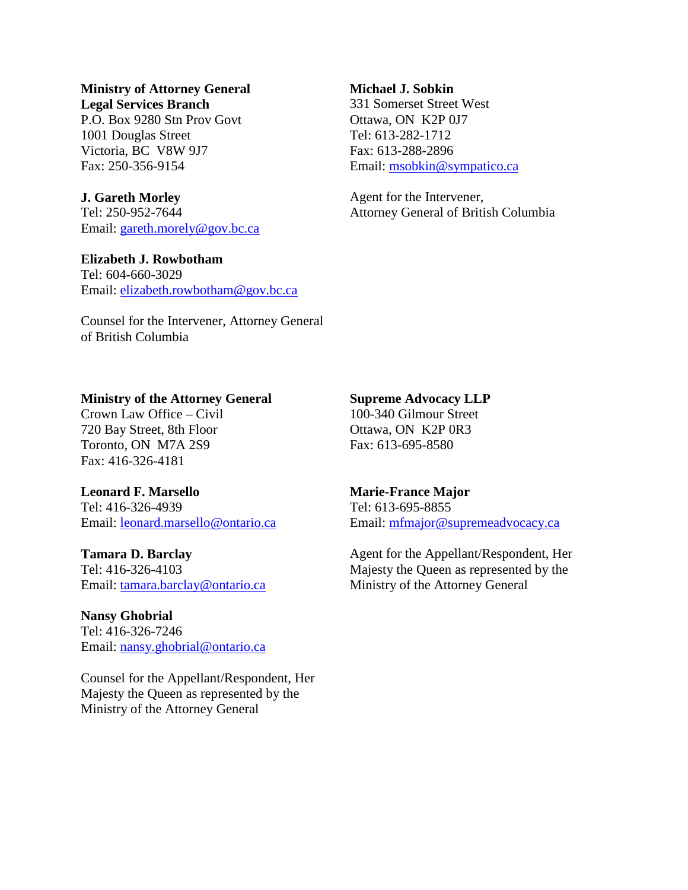**Ministry of Attorney General**
**Legal Services Branch**
P.O. Box 9280 Stn Prov Govt
1001 Douglas Street
Victoria, BC V8W 9J7
Fax: 250-356-9154

**J. Gareth Morley**
Tel: 250-952-7644
Email: gareth.morely@gov.bc.ca

**Elizabeth J. Rowbotham**
Tel: 604-660-3029
Email: elizabeth.rowbotham@gov.bc.ca

Counsel for the Intervener, Attorney General of British Columbia

**Michael J. Sobkin**
331 Somerset Street West
Ottawa, ON K2P 0J7
Tel: 613-282-1712
Fax: 613-288-2896
Email: msobkin@sympatico.ca

Agent for the Intervener, Attorney General of British Columbia

**Ministry of the Attorney General**
Crown Law Office – Civil
720 Bay Street, 8th Floor
Toronto, ON M7A 2S9
Fax: 416-326-4181

**Leonard F. Marsello**
Tel: 416-326-4939
Email: leonard.marsello@ontario.ca

**Tamara D. Barclay**
Tel: 416-326-4103
Email: tamara.barclay@ontario.ca

**Nansy Ghobrial**
Tel: 416-326-7246
Email: nansy.ghobrial@ontario.ca

Counsel for the Appellant/Respondent, Her Majesty the Queen as represented by the Ministry of the Attorney General

**Supreme Advocacy LLP**
100-340 Gilmour Street
Ottawa, ON K2P 0R3
Fax: 613-695-8580

**Marie-France Major**
Tel: 613-695-8855
Email: mfmajor@supremeadvocacy.ca

Agent for the Appellant/Respondent, Her Majesty the Queen as represented by the Ministry of the Attorney General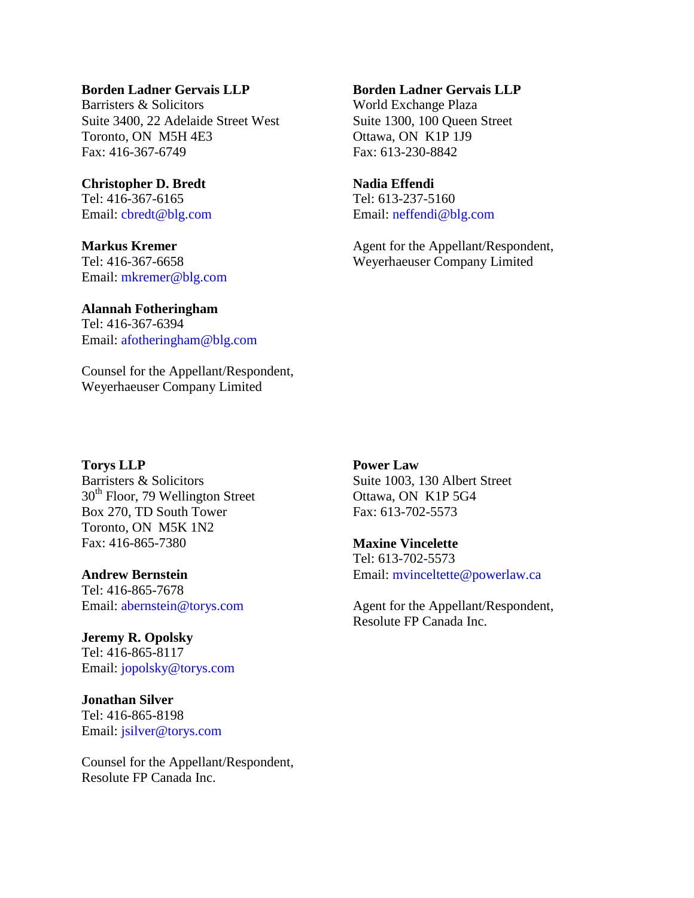**Borden Ladner Gervais LLP**
Barristers & Solicitors
Suite 3400, 22 Adelaide Street West
Toronto, ON  M5H 4E3
Fax: 416-367-6749

**Christopher D. Bredt**
Tel: 416-367-6165
Email: cbredt@blg.com

**Markus Kremer**
Tel: 416-367-6658
Email: mkremer@blg.com

**Alannah Fotheringham**
Tel: 416-367-6394
Email: afotheringham@blg.com

Counsel for the Appellant/Respondent,
Weyerhaeuser Company Limited

**Borden Ladner Gervais LLP**
World Exchange Plaza
Suite 1300, 100 Queen Street
Ottawa, ON  K1P 1J9
Fax: 613-230-8842

**Nadia Effendi**
Tel: 613-237-5160
Email: neffendi@blg.com

Agent for the Appellant/Respondent,
Weyerhaeuser Company Limited

**Torys LLP**
Barristers & Solicitors
30th Floor, 79 Wellington Street
Box 270, TD South Tower
Toronto, ON  M5K 1N2
Fax: 416-865-7380

**Andrew Bernstein**
Tel: 416-865-7678
Email: abernstein@torys.com

**Jeremy R. Opolsky**
Tel: 416-865-8117
Email: jopolsky@torys.com

**Jonathan Silver**
Tel: 416-865-8198
Email: jsilver@torys.com

Counsel for the Appellant/Respondent,
Resolute FP Canada Inc.

**Power Law**
Suite 1003, 130 Albert Street
Ottawa, ON  K1P 5G4
Fax: 613-702-5573

**Maxine Vincelette**
Tel: 613-702-5573
Email: mvinceltette@powerlaw.ca

Agent for the Appellant/Respondent,
Resolute FP Canada Inc.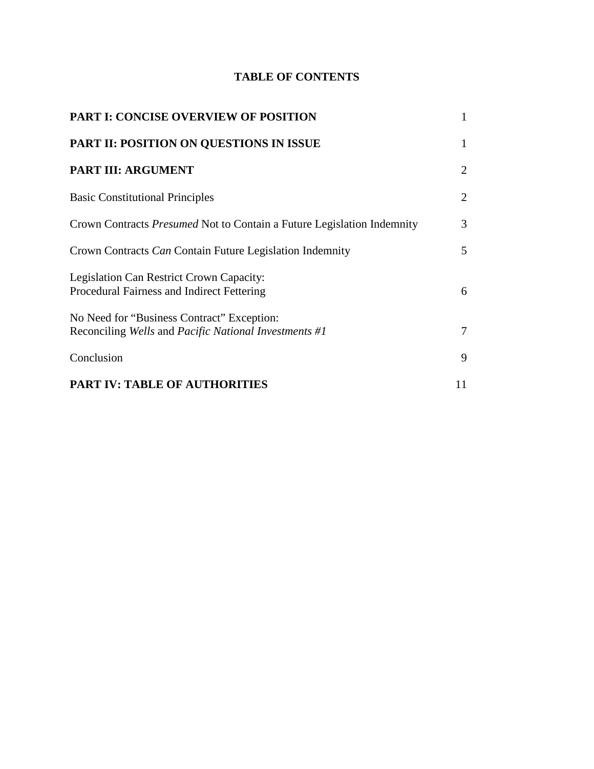# TABLE OF CONTENTS

| | |
|---|---|
| **PART I: CONCISE OVERVIEW OF POSITION** | 1 |
| **PART II: POSITION ON QUESTIONS IN ISSUE** | 1 |
| **PART III: ARGUMENT** | 2 |
| Basic Constitutional Principles | 2 |
| Crown Contracts *Presumed* Not to Contain a Future Legislation Indemnity | 3 |
| Crown Contracts *Can* Contain Future Legislation Indemnity | 5 |
| Legislation Can Restrict Crown Capacity: Procedural Fairness and Indirect Fettering | 6 |
| No Need for "Business Contract" Exception: Reconciling *Wells* and *Pacific National Investments #1* | 7 |
| Conclusion | 9 |
| **PART IV: TABLE OF AUTHORITIES** | 11 |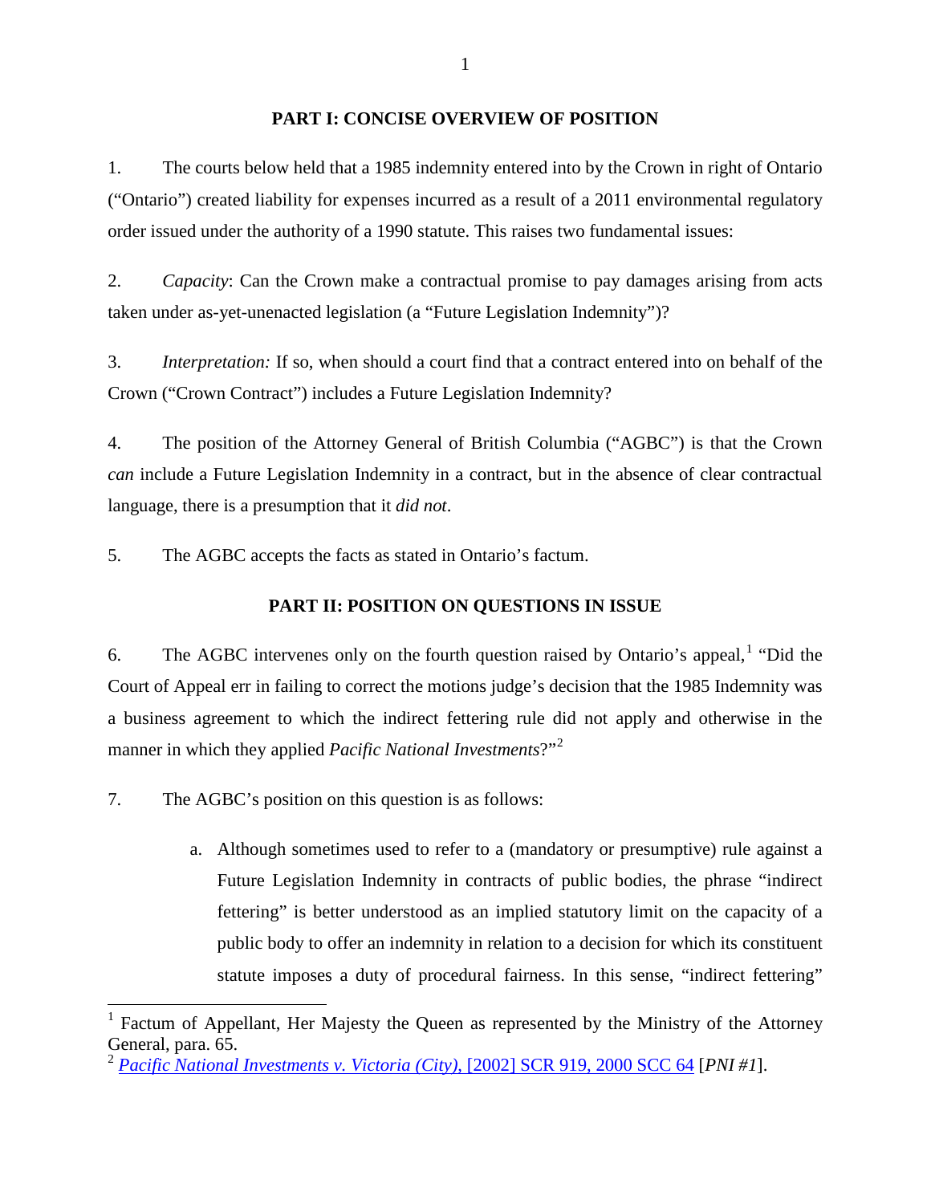## PART I: CONCISE OVERVIEW OF POSITION

1. The courts below held that a 1985 indemnity entered into by the Crown in right of Ontario ("Ontario") created liability for expenses incurred as a result of a 2011 environmental regulatory order issued under the authority of a 1990 statute. This raises two fundamental issues:

2. *Capacity*: Can the Crown make a contractual promise to pay damages arising from acts taken under as-yet-unenacted legislation (a "Future Legislation Indemnity")?

3. *Interpretation:* If so, when should a court find that a contract entered into on behalf of the Crown ("Crown Contract") includes a Future Legislation Indemnity?

4. The position of the Attorney General of British Columbia ("AGBC") is that the Crown *can* include a Future Legislation Indemnity in a contract, but in the absence of clear contractual language, there is a presumption that it *did not*.

5. The AGBC accepts the facts as stated in Ontario's factum.

## PART II: POSITION ON QUESTIONS IN ISSUE

6. The AGBC intervenes only on the fourth question raised by Ontario's appeal,[1] "Did the Court of Appeal err in failing to correct the motions judge's decision that the 1985 Indemnity was a business agreement to which the indirect fettering rule did not apply and otherwise in the manner in which they applied *Pacific National Investments*?"[2]

7. The AGBC's position on this question is as follows:

   a. Although sometimes used to refer to a (mandatory or presumptive) rule against a Future Legislation Indemnity in contracts of public bodies, the phrase "indirect fettering" is better understood as an implied statutory limit on the capacity of a public body to offer an indemnity in relation to a decision for which its constituent statute imposes a duty of procedural fairness. In this sense, "indirect fettering"

---

[1] Factum of Appellant, Her Majesty the Queen as represented by the Ministry of the Attorney General, para. 65.

[2] *Pacific National Investments v. Victoria (City),* [2002] SCR 919, 2000 SCC 64 [*PNI #1*].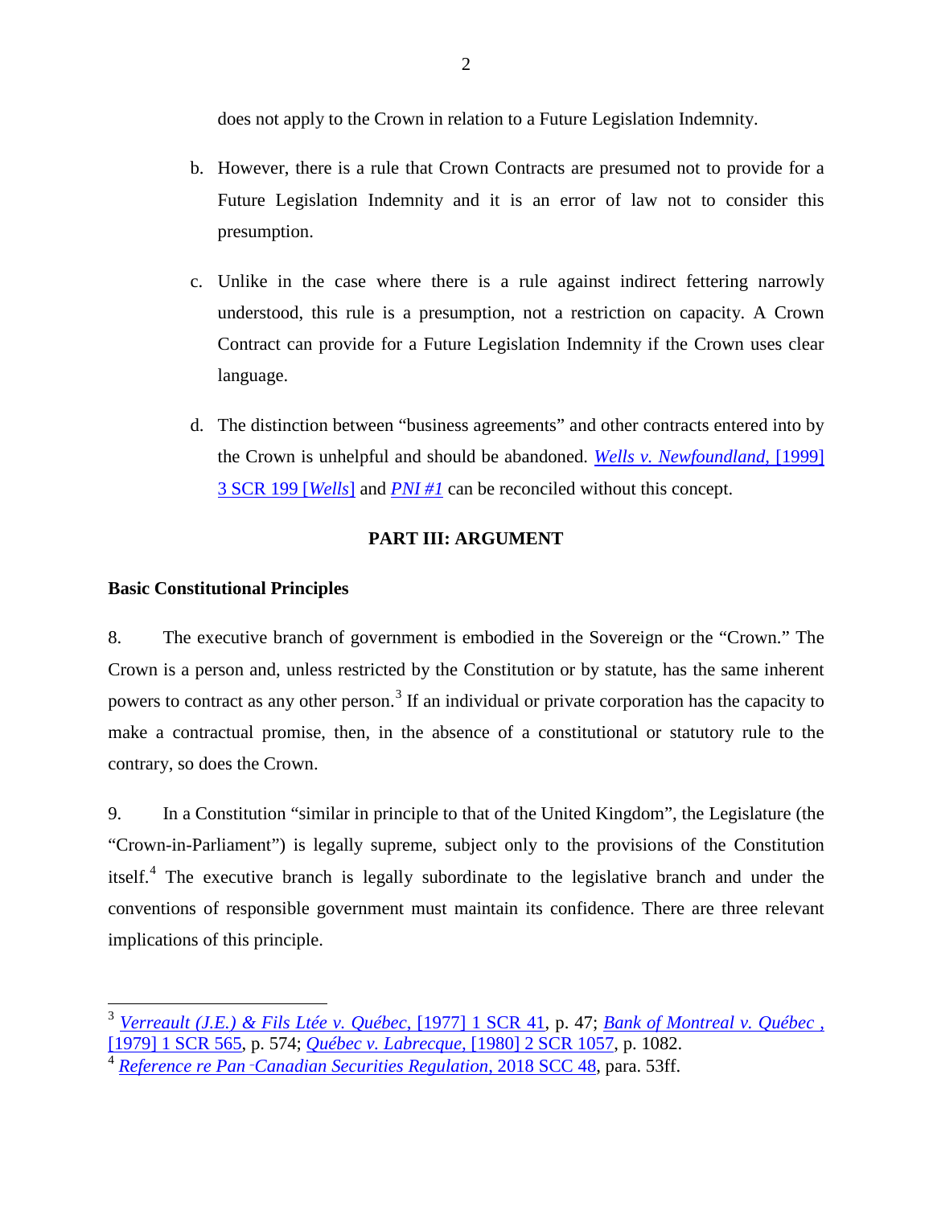does not apply to the Crown in relation to a Future Legislation Indemnity.

b. However, there is a rule that Crown Contracts are presumed not to provide for a Future Legislation Indemnity and it is an error of law not to consider this presumption.

c. Unlike in the case where there is a rule against indirect fettering narrowly understood, this rule is a presumption, not a restriction on capacity. A Crown Contract can provide for a Future Legislation Indemnity if the Crown uses clear language.

d. The distinction between "business agreements" and other contracts entered into by the Crown is unhelpful and should be abandoned. *Wells v. Newfoundland*, [1999] 3 SCR 199 [*Wells*] and *PNI #1* can be reconciled without this concept.

## PART III: ARGUMENT

### Basic Constitutional Principles

8. The executive branch of government is embodied in the Sovereign or the "Crown." The Crown is a person and, unless restricted by the Constitution or by statute, has the same inherent powers to contract as any other person.[3] If an individual or private corporation has the capacity to make a contractual promise, then, in the absence of a constitutional or statutory rule to the contrary, so does the Crown.

9. In a Constitution "similar in principle to that of the United Kingdom", the Legislature (the "Crown-in-Parliament") is legally supreme, subject only to the provisions of the Constitution itself.[4] The executive branch is legally subordinate to the legislative branch and under the conventions of responsible government must maintain its confidence. There are three relevant implications of this principle.

---

[3] *Verreault (J.E.) & Fils Ltée v. Québec*, [1977] 1 SCR 41, p. 47; *Bank of Montreal v. Québec* , [1979] 1 SCR 565, p. 574; *Québec v. Labrecque*, [1980] 2 SCR 1057, p. 1082.

[4] *Reference re Pan*‑*Canadian Securities Regulation*, 2018 SCC 48, para. 53ff.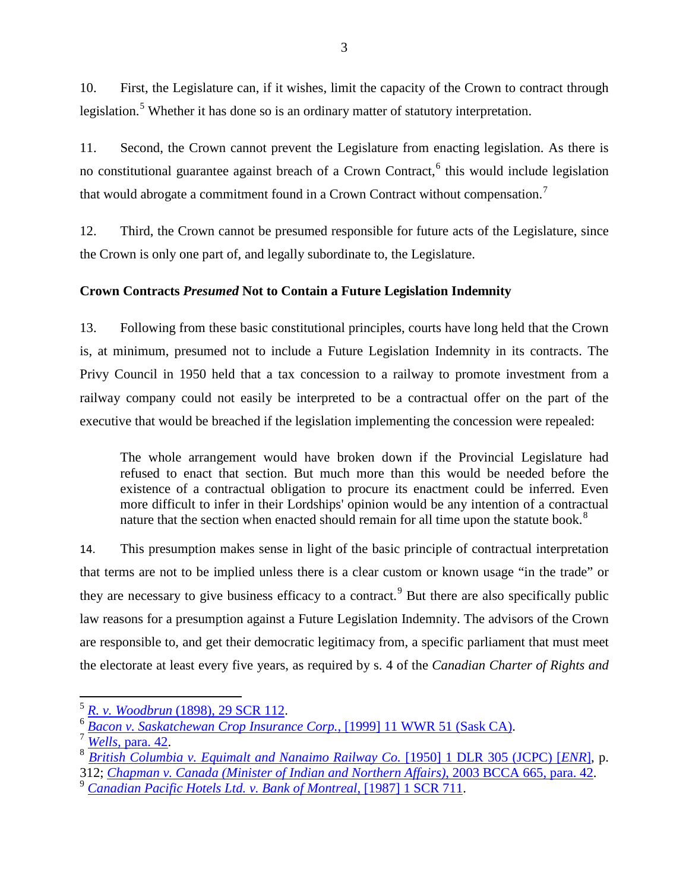10. First, the Legislature can, if it wishes, limit the capacity of the Crown to contract through legislation.[5] Whether it has done so is an ordinary matter of statutory interpretation.

11. Second, the Crown cannot prevent the Legislature from enacting legislation. As there is no constitutional guarantee against breach of a Crown Contract,[6] this would include legislation that would abrogate a commitment found in a Crown Contract without compensation.[7]

12. Third, the Crown cannot be presumed responsible for future acts of the Legislature, since the Crown is only one part of, and legally subordinate to, the Legislature.

### Crown Contracts *Presumed* Not to Contain a Future Legislation Indemnity

13. Following from these basic constitutional principles, courts have long held that the Crown is, at minimum, presumed not to include a Future Legislation Indemnity in its contracts. The Privy Council in 1950 held that a tax concession to a railway to promote investment from a railway company could not easily be interpreted to be a contractual offer on the part of the executive that would be breached if the legislation implementing the concession were repealed:

> The whole arrangement would have broken down if the Provincial Legislature had refused to enact that section. But much more than this would be needed before the existence of a contractual obligation to procure its enactment could be inferred. Even more difficult to infer in their Lordships' opinion would be any intention of a contractual nature that the section when enacted should remain for all time upon the statute book.[8]

14. This presumption makes sense in light of the basic principle of contractual interpretation that terms are not to be implied unless there is a clear custom or known usage "in the trade" or they are necessary to give business efficacy to a contract.[9] But there are also specifically public law reasons for a presumption against a Future Legislation Indemnity. The advisors of the Crown are responsible to, and get their democratic legitimacy from, a specific parliament that must meet the electorate at least every five years, as required by s. 4 of the *Canadian Charter of Rights and*

---

[5] *R. v. Woodbrun* (1898), 29 SCR 112.

[6] *Bacon v. Saskatchewan Crop Insurance Corp.*, [1999] 11 WWR 51 (Sask CA).

[7] *Wells*, para. 42.

[8] *British Columbia v. Equimalt and Nanaimo Railway Co.* [1950] 1 DLR 305 (JCPC) [*ENR*], p. 312; *Chapman v. Canada (Minister of Indian and Northern Affairs)*, 2003 BCCA 665, para. 42.

[9] *Canadian Pacific Hotels Ltd. v. Bank of Montreal*, [1987] 1 SCR 711.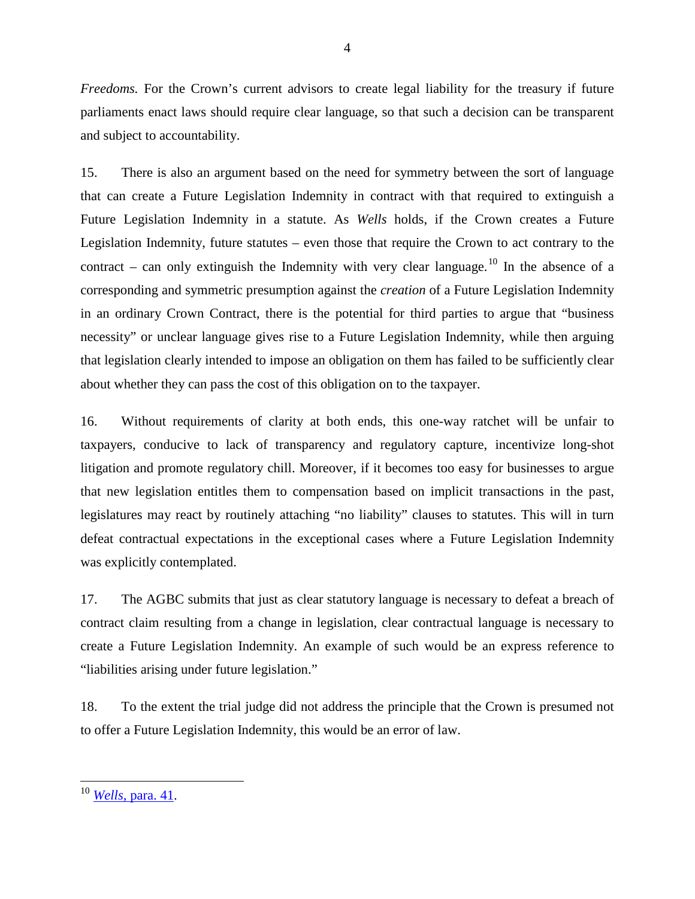*Freedoms*. For the Crown's current advisors to create legal liability for the treasury if future parliaments enact laws should require clear language, so that such a decision can be transparent and subject to accountability.

15. There is also an argument based on the need for symmetry between the sort of language that can create a Future Legislation Indemnity in contract with that required to extinguish a Future Legislation Indemnity in a statute. As *Wells* holds, if the Crown creates a Future Legislation Indemnity, future statutes – even those that require the Crown to act contrary to the contract – can only extinguish the Indemnity with very clear language.[10] In the absence of a corresponding and symmetric presumption against the *creation* of a Future Legislation Indemnity in an ordinary Crown Contract, there is the potential for third parties to argue that "business necessity" or unclear language gives rise to a Future Legislation Indemnity, while then arguing that legislation clearly intended to impose an obligation on them has failed to be sufficiently clear about whether they can pass the cost of this obligation on to the taxpayer.

16. Without requirements of clarity at both ends, this one-way ratchet will be unfair to taxpayers, conducive to lack of transparency and regulatory capture, incentivize long-shot litigation and promote regulatory chill. Moreover, if it becomes too easy for businesses to argue that new legislation entitles them to compensation based on implicit transactions in the past, legislatures may react by routinely attaching "no liability" clauses to statutes. This will in turn defeat contractual expectations in the exceptional cases where a Future Legislation Indemnity was explicitly contemplated.

17. The AGBC submits that just as clear statutory language is necessary to defeat a breach of contract claim resulting from a change in legislation, clear contractual language is necessary to create a Future Legislation Indemnity. An example of such would be an express reference to "liabilities arising under future legislation."

18. To the extent the trial judge did not address the principle that the Crown is presumed not to offer a Future Legislation Indemnity, this would be an error of law.

---

[10] *Wells*, para. 41.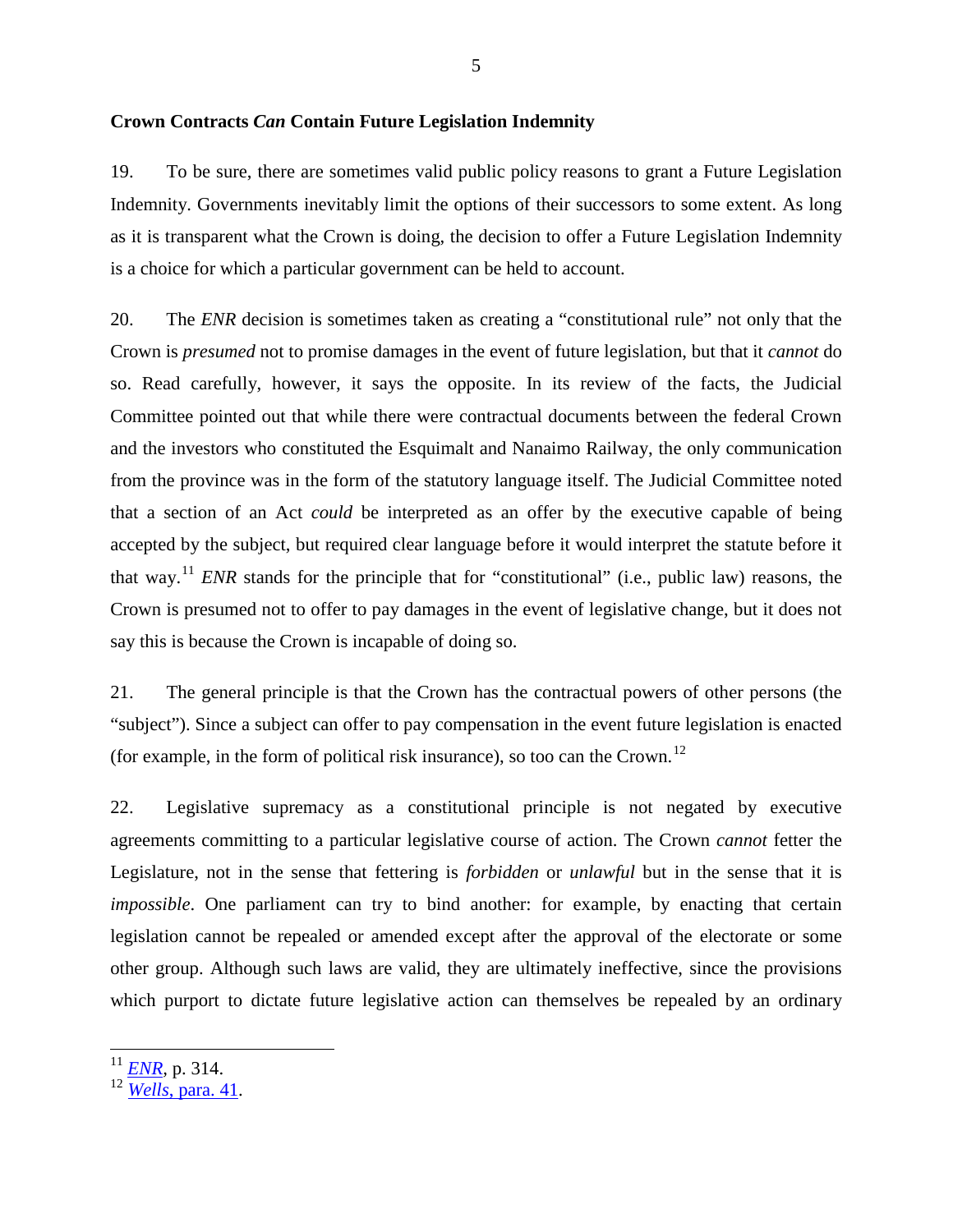### Crown Contracts *Can* Contain Future Legislation Indemnity

19. To be sure, there are sometimes valid public policy reasons to grant a Future Legislation Indemnity. Governments inevitably limit the options of their successors to some extent. As long as it is transparent what the Crown is doing, the decision to offer a Future Legislation Indemnity is a choice for which a particular government can be held to account.

20. The *ENR* decision is sometimes taken as creating a "constitutional rule" not only that the Crown is *presumed* not to promise damages in the event of future legislation, but that it *cannot* do so. Read carefully, however, it says the opposite. In its review of the facts, the Judicial Committee pointed out that while there were contractual documents between the federal Crown and the investors who constituted the Esquimalt and Nanaimo Railway, the only communication from the province was in the form of the statutory language itself. The Judicial Committee noted that a section of an Act *could* be interpreted as an offer by the executive capable of being accepted by the subject, but required clear language before it would interpret the statute before it that way.[11] *ENR* stands for the principle that for "constitutional" (i.e., public law) reasons, the Crown is presumed not to offer to pay damages in the event of legislative change, but it does not say this is because the Crown is incapable of doing so.

21. The general principle is that the Crown has the contractual powers of other persons (the "subject"). Since a subject can offer to pay compensation in the event future legislation is enacted (for example, in the form of political risk insurance), so too can the Crown.[12]

22. Legislative supremacy as a constitutional principle is not negated by executive agreements committing to a particular legislative course of action. The Crown *cannot* fetter the Legislature, not in the sense that fettering is *forbidden* or *unlawful* but in the sense that it is *impossible*. One parliament can try to bind another: for example, by enacting that certain legislation cannot be repealed or amended except after the approval of the electorate or some other group. Although such laws are valid, they are ultimately ineffective, since the provisions which purport to dictate future legislative action can themselves be repealed by an ordinary

---

[11] *ENR*, p. 314.

[12] *Wells*, para. 41.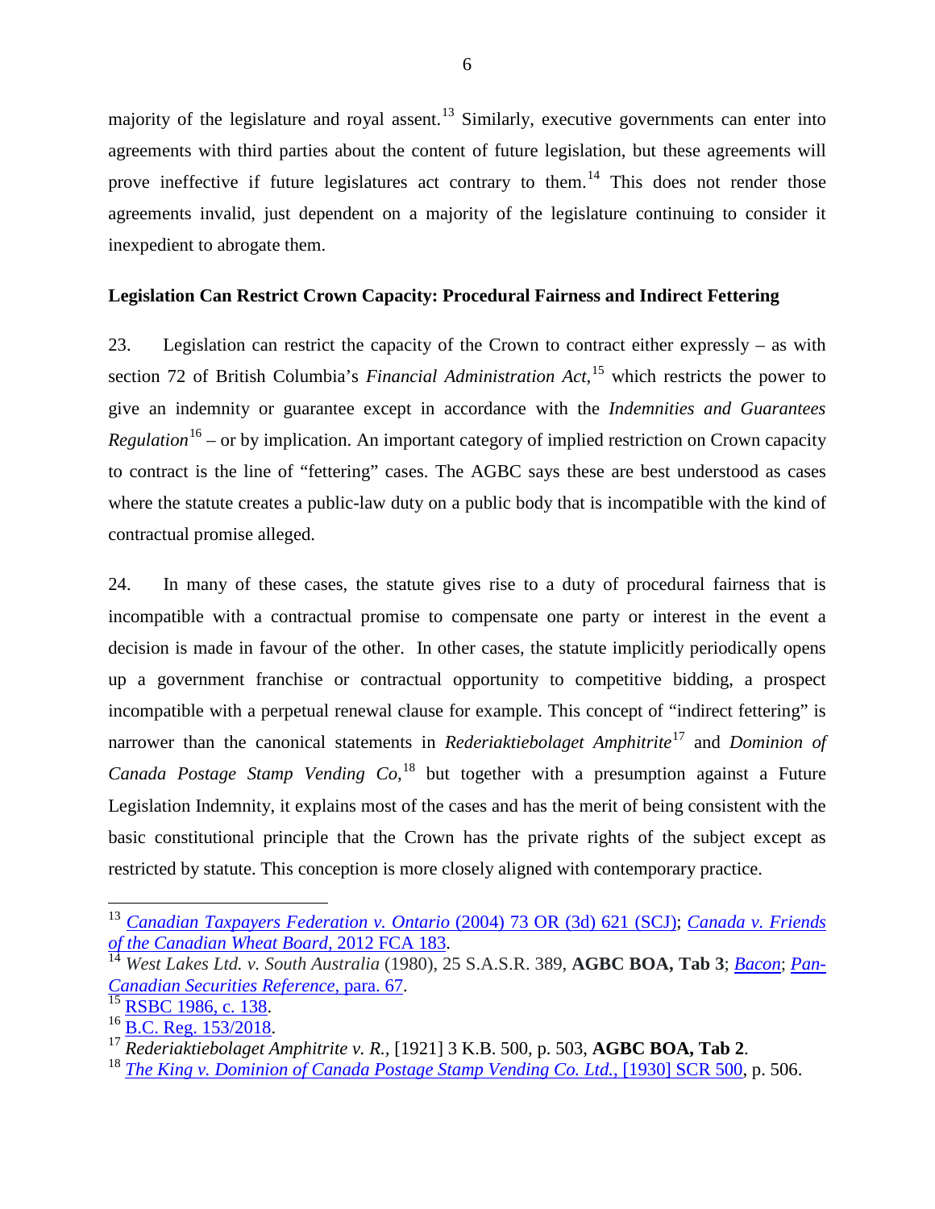majority of the legislature and royal assent.[13] Similarly, executive governments can enter into agreements with third parties about the content of future legislation, but these agreements will prove ineffective if future legislatures act contrary to them.[14] This does not render those agreements invalid, just dependent on a majority of the legislature continuing to consider it inexpedient to abrogate them.

**Legislation Can Restrict Crown Capacity: Procedural Fairness and Indirect Fettering**

23. Legislation can restrict the capacity of the Crown to contract either expressly – as with section 72 of British Columbia's *Financial Administration Act*,[15] which restricts the power to give an indemnity or guarantee except in accordance with the *Indemnities and Guarantees Regulation*[16] – or by implication. An important category of implied restriction on Crown capacity to contract is the line of "fettering" cases. The AGBC says these are best understood as cases where the statute creates a public-law duty on a public body that is incompatible with the kind of contractual promise alleged.

24. In many of these cases, the statute gives rise to a duty of procedural fairness that is incompatible with a contractual promise to compensate one party or interest in the event a decision is made in favour of the other. In other cases, the statute implicitly periodically opens up a government franchise or contractual opportunity to competitive bidding, a prospect incompatible with a perpetual renewal clause for example. This concept of "indirect fettering" is narrower than the canonical statements in *Rederiaktiebolaget Amphitrite*[17] and *Dominion of Canada Postage Stamp Vending Co*,[18] but together with a presumption against a Future Legislation Indemnity, it explains most of the cases and has the merit of being consistent with the basic constitutional principle that the Crown has the private rights of the subject except as restricted by statute. This conception is more closely aligned with contemporary practice.

---

[13] *Canadian Taxpayers Federation v. Ontario* (2004) 73 OR (3d) 621 (SCJ); *Canada v. Friends of the Canadian Wheat Board*, 2012 FCA 183.

[14] *West Lakes Ltd. v. South Australia* (1980), 25 S.A.S.R. 389, **AGBC BOA, Tab 3**; *Bacon*; *Pan-Canadian Securities Reference*, para. 67.

[15] RSBC 1986, c. 138.

[16] B.C. Reg. 153/2018.

[17] *Rederiaktiebolaget Amphitrite v. R.*, [1921] 3 K.B. 500, p. 503, **AGBC BOA, Tab 2**.

[18] *The King v. Dominion of Canada Postage Stamp Vending Co. Ltd.*, [1930] SCR 500, p. 506.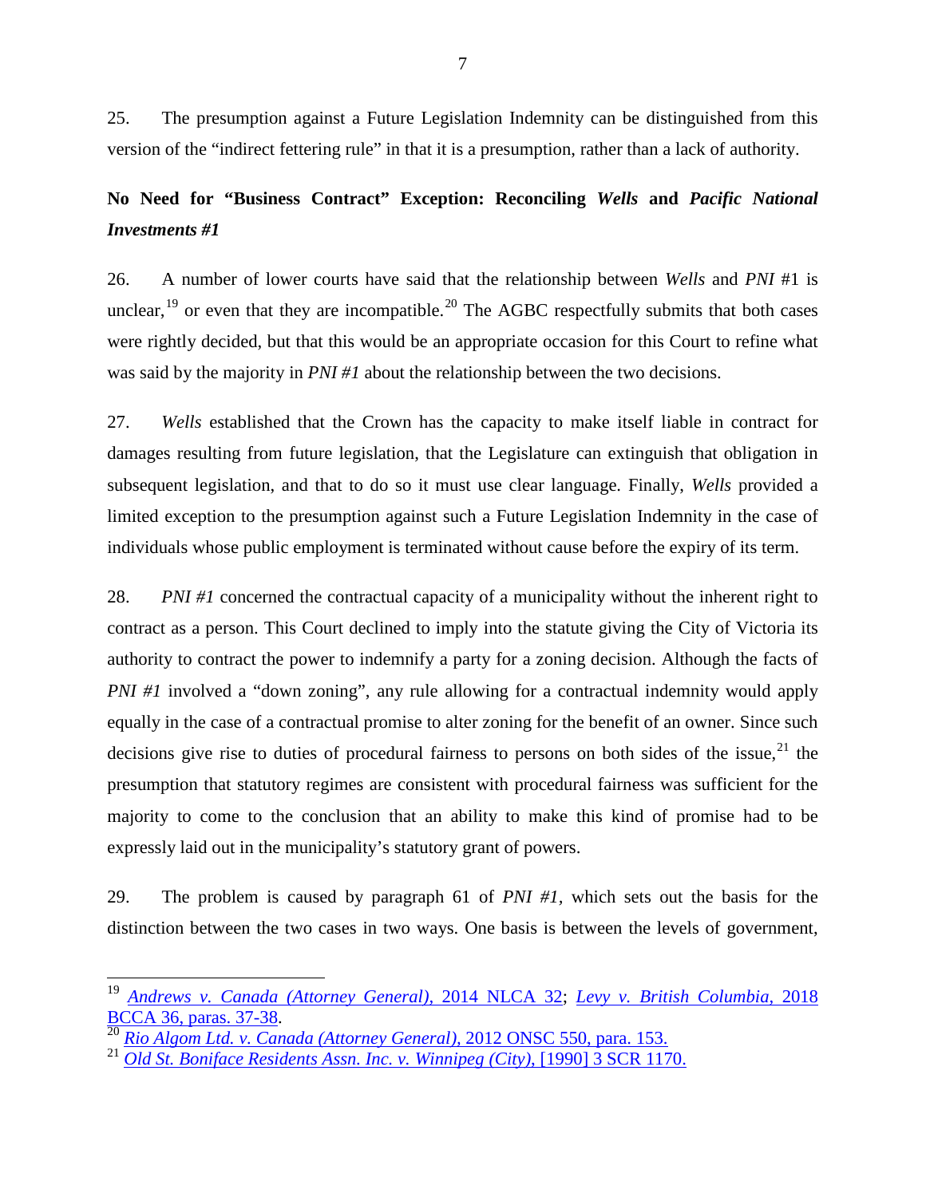25. The presumption against a Future Legislation Indemnity can be distinguished from this version of the "indirect fettering rule" in that it is a presumption, rather than a lack of authority.

### No Need for "Business Contract" Exception: Reconciling *Wells* and *Pacific National Investments #1*

26. A number of lower courts have said that the relationship between *Wells* and *PNI* #1 is unclear,[19] or even that they are incompatible.[20] The AGBC respectfully submits that both cases were rightly decided, but that this would be an appropriate occasion for this Court to refine what was said by the majority in *PNI #1* about the relationship between the two decisions.

27. *Wells* established that the Crown has the capacity to make itself liable in contract for damages resulting from future legislation, that the Legislature can extinguish that obligation in subsequent legislation, and that to do so it must use clear language. Finally, *Wells* provided a limited exception to the presumption against such a Future Legislation Indemnity in the case of individuals whose public employment is terminated without cause before the expiry of its term.

28. *PNI #1* concerned the contractual capacity of a municipality without the inherent right to contract as a person. This Court declined to imply into the statute giving the City of Victoria its authority to contract the power to indemnify a party for a zoning decision. Although the facts of *PNI #1* involved a "down zoning", any rule allowing for a contractual indemnity would apply equally in the case of a contractual promise to alter zoning for the benefit of an owner. Since such decisions give rise to duties of procedural fairness to persons on both sides of the issue,[21] the presumption that statutory regimes are consistent with procedural fairness was sufficient for the majority to come to the conclusion that an ability to make this kind of promise had to be expressly laid out in the municipality's statutory grant of powers.

29. The problem is caused by paragraph 61 of *PNI #1*, which sets out the basis for the distinction between the two cases in two ways. One basis is between the levels of government,

---

[19] *Andrews v. Canada (Attorney General)*, 2014 NLCA 32; *Levy v. British Columbia*, 2018 BCCA 36, paras. 37-38.

[20] *Rio Algom Ltd. v. Canada (Attorney General)*, 2012 ONSC 550, para. 153.

[21] *Old St. Boniface Residents Assn. Inc. v. Winnipeg (City)*, [1990] 3 SCR 1170.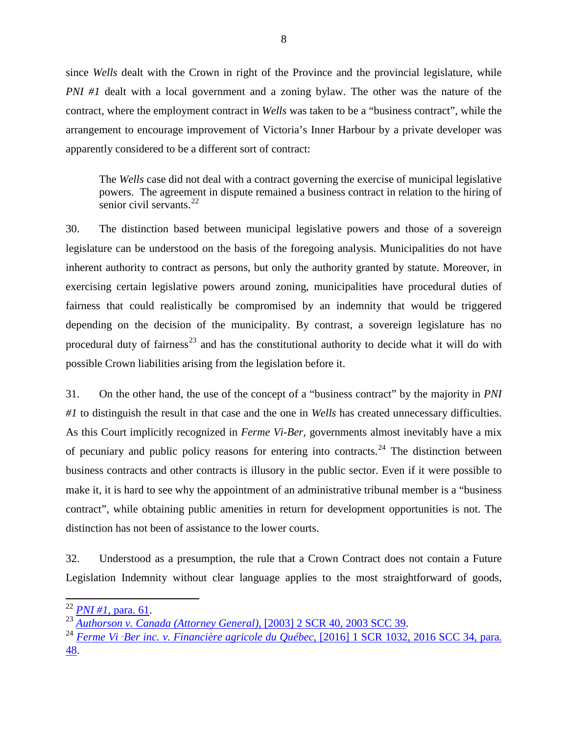since *Wells* dealt with the Crown in right of the Province and the provincial legislature, while *PNI #1* dealt with a local government and a zoning bylaw. The other was the nature of the contract, where the employment contract in *Wells* was taken to be a "business contract", while the arrangement to encourage improvement of Victoria's Inner Harbour by a private developer was apparently considered to be a different sort of contract:

> The *Wells* case did not deal with a contract governing the exercise of municipal legislative powers. The agreement in dispute remained a business contract in relation to the hiring of senior civil servants.[22]

30. The distinction based between municipal legislative powers and those of a sovereign legislature can be understood on the basis of the foregoing analysis. Municipalities do not have inherent authority to contract as persons, but only the authority granted by statute. Moreover, in exercising certain legislative powers around zoning, municipalities have procedural duties of fairness that could realistically be compromised by an indemnity that would be triggered depending on the decision of the municipality. By contrast, a sovereign legislature has no procedural duty of fairness[23] and has the constitutional authority to decide what it will do with possible Crown liabilities arising from the legislation before it.

31. On the other hand, the use of the concept of a "business contract" by the majority in *PNI #1* to distinguish the result in that case and the one in *Wells* has created unnecessary difficulties. As this Court implicitly recognized in *Ferme Vi-Ber*, governments almost inevitably have a mix of pecuniary and public policy reasons for entering into contracts.[24] The distinction between business contracts and other contracts is illusory in the public sector. Even if it were possible to make it, it is hard to see why the appointment of an administrative tribunal member is a "business contract", while obtaining public amenities in return for development opportunities is not. The distinction has not been of assistance to the lower courts.

32. Understood as a presumption, the rule that a Crown Contract does not contain a Future Legislation Indemnity without clear language applies to the most straightforward of goods,

---

[22] *PNI #1*, para. 61.

[23] *Authorson v. Canada (Attorney General)*, [2003] 2 SCR 40, 2003 SCC 39.

[24] *Ferme Vi-Ber inc. v. Financière agricole du Québec*, [2016] 1 SCR 1032, 2016 SCC 34, para. 48.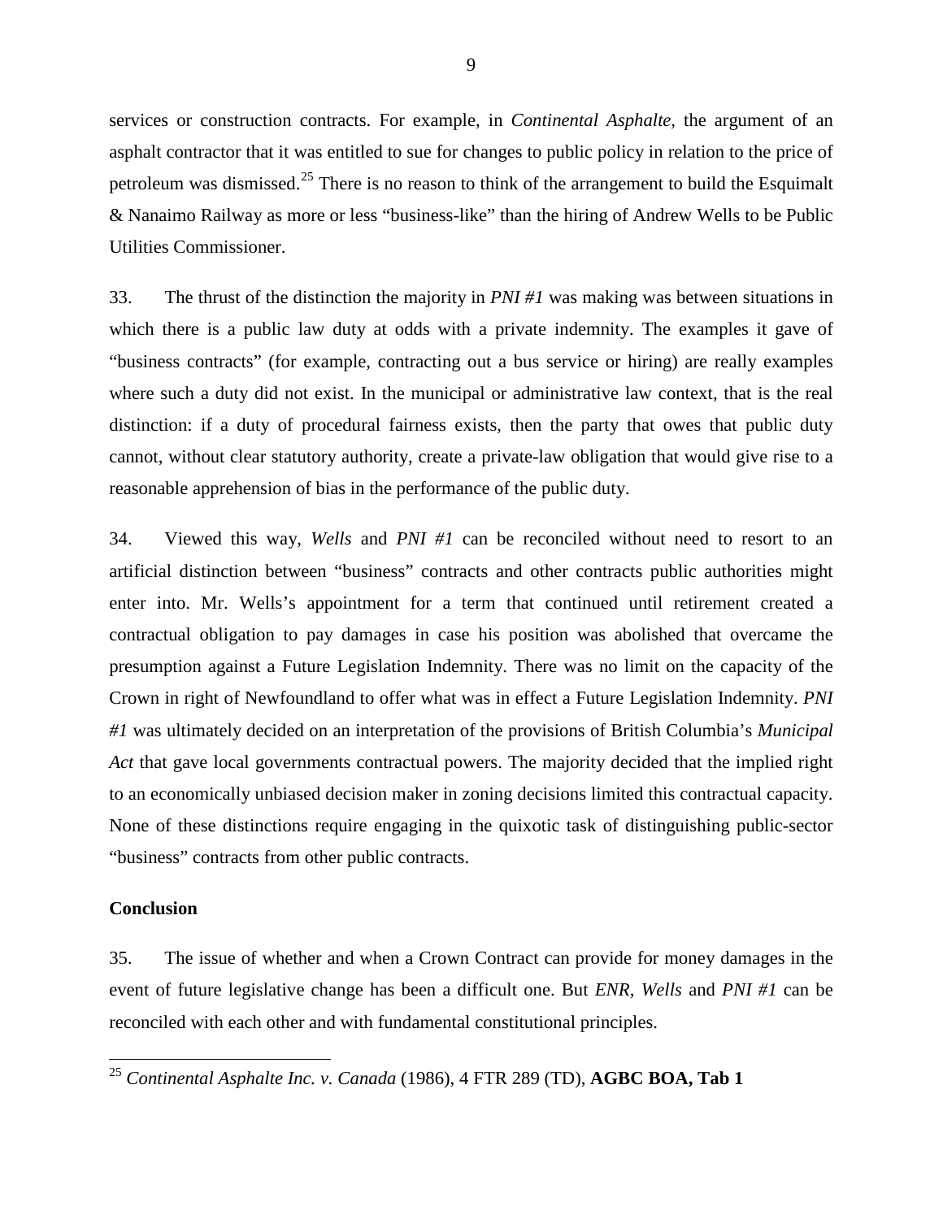services or construction contracts. For example, in *Continental Asphalte*, the argument of an asphalt contractor that it was entitled to sue for changes to public policy in relation to the price of petroleum was dismissed.[25] There is no reason to think of the arrangement to build the Esquimalt & Nanaimo Railway as more or less "business-like" than the hiring of Andrew Wells to be Public Utilities Commissioner.

33. The thrust of the distinction the majority in *PNI #1* was making was between situations in which there is a public law duty at odds with a private indemnity. The examples it gave of "business contracts" (for example, contracting out a bus service or hiring) are really examples where such a duty did not exist. In the municipal or administrative law context, that is the real distinction: if a duty of procedural fairness exists, then the party that owes that public duty cannot, without clear statutory authority, create a private-law obligation that would give rise to a reasonable apprehension of bias in the performance of the public duty.

34. Viewed this way, *Wells* and *PNI #1* can be reconciled without need to resort to an artificial distinction between "business" contracts and other contracts public authorities might enter into. Mr. Wells's appointment for a term that continued until retirement created a contractual obligation to pay damages in case his position was abolished that overcame the presumption against a Future Legislation Indemnity. There was no limit on the capacity of the Crown in right of Newfoundland to offer what was in effect a Future Legislation Indemnity. *PNI #1* was ultimately decided on an interpretation of the provisions of British Columbia's *Municipal Act* that gave local governments contractual powers. The majority decided that the implied right to an economically unbiased decision maker in zoning decisions limited this contractual capacity. None of these distinctions require engaging in the quixotic task of distinguishing public-sector "business" contracts from other public contracts.

**Conclusion**

35. The issue of whether and when a Crown Contract can provide for money damages in the event of future legislative change has been a difficult one. But *ENR*, *Wells* and *PNI #1* can be reconciled with each other and with fundamental constitutional principles.

[25] *Continental Asphalte Inc. v. Canada* (1986), 4 FTR 289 (TD), **AGBC BOA, Tab 1**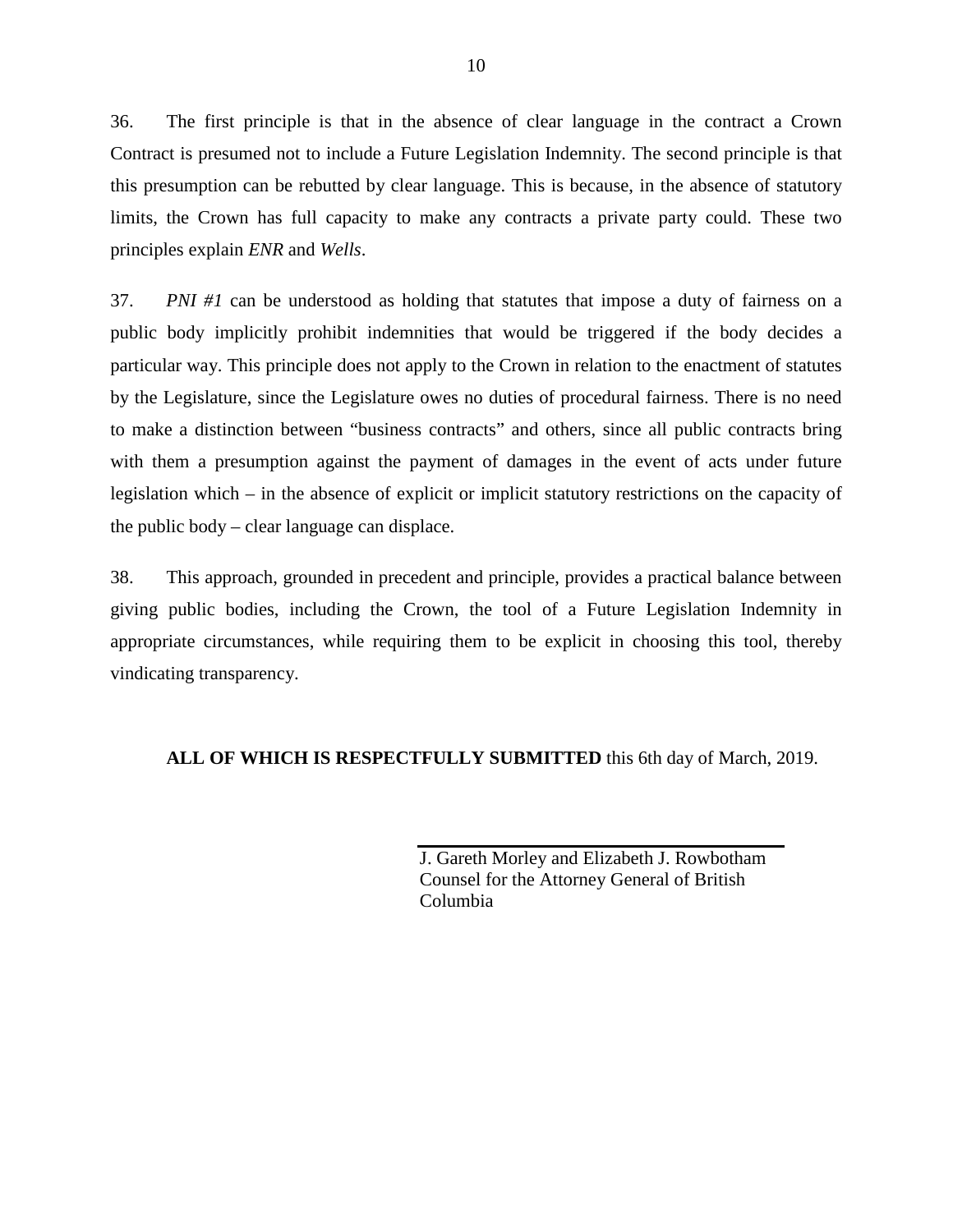36. The first principle is that in the absence of clear language in the contract a Crown Contract is presumed not to include a Future Legislation Indemnity. The second principle is that this presumption can be rebutted by clear language. This is because, in the absence of statutory limits, the Crown has full capacity to make any contracts a private party could. These two principles explain *ENR* and *Wells*.

37. *PNI #1* can be understood as holding that statutes that impose a duty of fairness on a public body implicitly prohibit indemnities that would be triggered if the body decides a particular way. This principle does not apply to the Crown in relation to the enactment of statutes by the Legislature, since the Legislature owes no duties of procedural fairness. There is no need to make a distinction between "business contracts" and others, since all public contracts bring with them a presumption against the payment of damages in the event of acts under future legislation which – in the absence of explicit or implicit statutory restrictions on the capacity of the public body – clear language can displace.

38. This approach, grounded in precedent and principle, provides a practical balance between giving public bodies, including the Crown, the tool of a Future Legislation Indemnity in appropriate circumstances, while requiring them to be explicit in choosing this tool, thereby vindicating transparency.

**ALL OF WHICH IS RESPECTFULLY SUBMITTED** this 6th day of March, 2019.

J. Gareth Morley and Elizabeth J. Rowbotham
Counsel for the Attorney General of British Columbia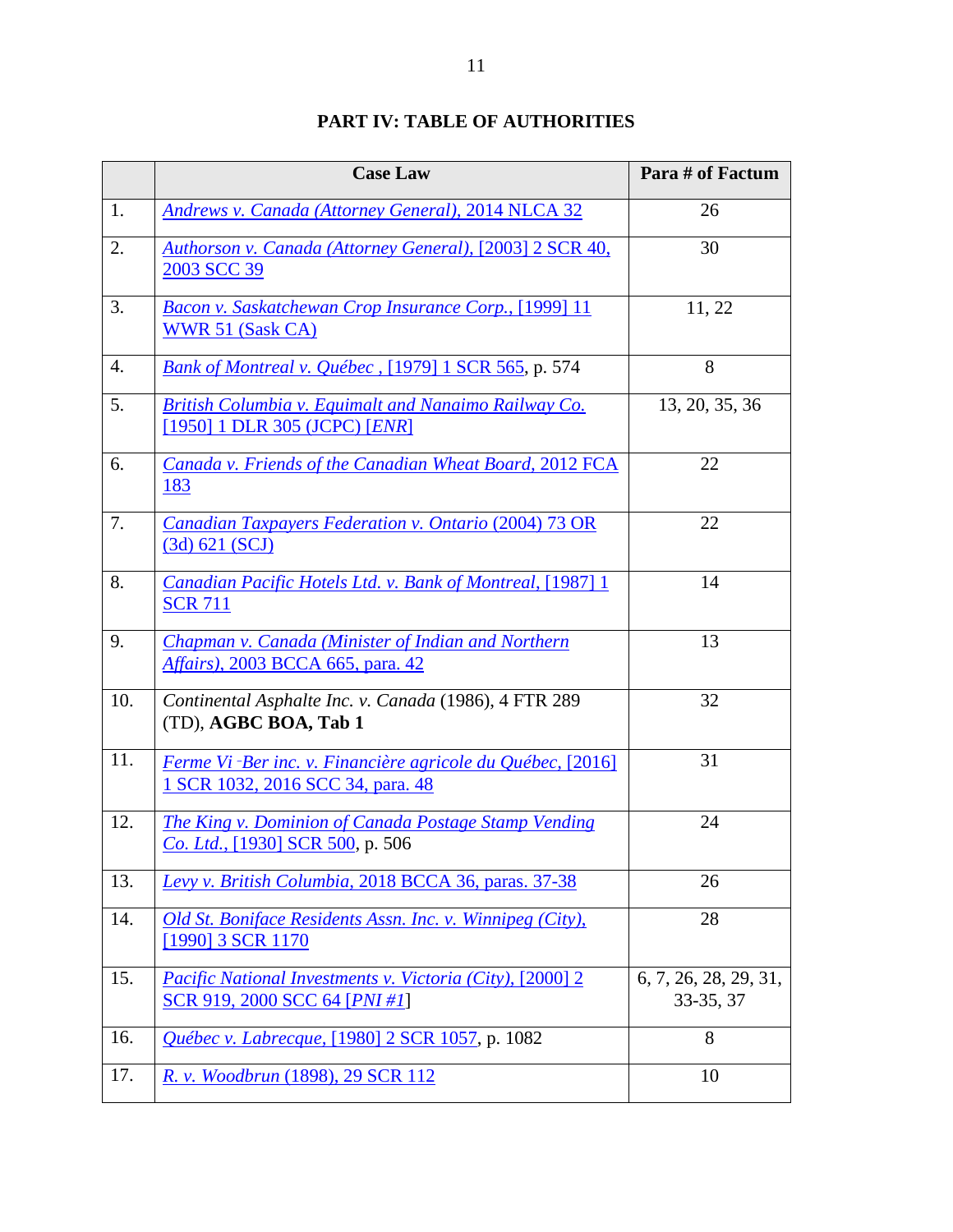# PART IV: TABLE OF AUTHORITIES

| | Case Law | Para # of Factum |
|---|---|---|
| 1. | *Andrews v. Canada (Attorney General)*, 2014 NLCA 32 | 26 |
| 2. | *Authorson v. Canada (Attorney General)*, [2003] 2 SCR 40, 2003 SCC 39 | 30 |
| 3. | *Bacon v. Saskatchewan Crop Insurance Corp.*, [1999] 11 WWR 51 (Sask CA) | 11, 22 |
| 4. | *Bank of Montreal v. Québec* , [1979] 1 SCR 565, p. 574 | 8 |
| 5. | *British Columbia v. Equimalt and Nanaimo Railway Co.* [1950] 1 DLR 305 (JCPC) [*ENR*] | 13, 20, 35, 36 |
| 6. | *Canada v. Friends of the Canadian Wheat Board*, 2012 FCA 183 | 22 |
| 7. | *Canadian Taxpayers Federation v. Ontario* (2004) 73 OR (3d) 621 (SCJ) | 22 |
| 8. | *Canadian Pacific Hotels Ltd. v. Bank of Montreal*, [1987] 1 SCR 711 | 14 |
| 9. | *Chapman v. Canada (Minister of Indian and Northern Affairs)*, 2003 BCCA 665, para. 42 | 13 |
| 10. | *Continental Asphalte Inc. v. Canada* (1986), 4 FTR 289 (TD), **AGBC BOA, Tab 1** | 32 |
| 11. | *Ferme Vi*-*Ber inc. v. Financière agricole du Québec*, [2016] 1 SCR 1032, 2016 SCC 34, para. 48 | 31 |
| 12. | *The King v. Dominion of Canada Postage Stamp Vending Co. Ltd.*, [1930] SCR 500, p. 506 | 24 |
| 13. | *Levy v. British Columbia*, 2018 BCCA 36, paras. 37-38 | 26 |
| 14. | *Old St. Boniface Residents Assn. Inc. v. Winnipeg (City)*, [1990] 3 SCR 1170 | 28 |
| 15. | *Pacific National Investments v. Victoria (City)*, [2000] 2 SCR 919, 2000 SCC 64 [*PNI #1*] | 6, 7, 26, 28, 29, 31, 33-35, 37 |
| 16. | *Québec v. Labrecque*, [1980] 2 SCR 1057, p. 1082 | 8 |
| 17. | *R. v. Woodbrun* (1898), 29 SCR 112 | 10 |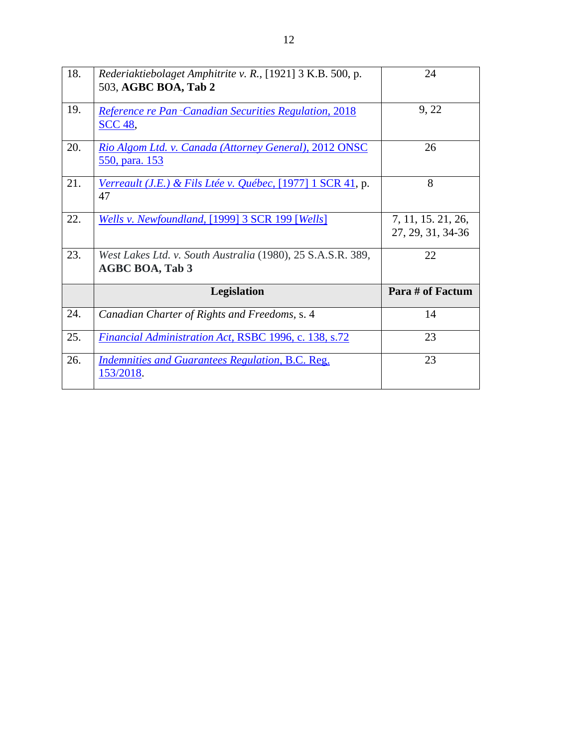| | | |
|---|---|---|
| 18. | *Rederiaktiebolaget Amphitrite v. R.*, [1921] 3 K.B. 500, p. 503, **AGBC BOA, Tab 2** | 24 |
| 19. | *Reference re Pan-Canadian Securities Regulation*, 2018 SCC 48, | 9, 22 |
| 20. | *Rio Algom Ltd. v. Canada (Attorney General)*, 2012 ONSC 550, para. 153 | 26 |
| 21. | *Verreault (J.E.) & Fils Ltée v. Québec*, [1977] 1 SCR 41, p. 47 | 8 |
| 22. | *Wells v. Newfoundland*, [1999] 3 SCR 199 [*Wells*] | 7, 11, 15. 21, 26, 27, 29, 31, 34-36 |
| 23. | *West Lakes Ltd. v. South Australia* (1980), 25 S.A.S.R. 389, **AGBC BOA, Tab 3** | 22 |
| | **Legislation** | **Para # of Factum** |
| 24. | *Canadian Charter of Rights and Freedoms*, s. 4 | 14 |
| 25. | *Financial Administration Act*, RSBC 1996, c. 138, s.72 | 23 |
| 26. | *Indemnities and Guarantees Regulation*, B.C. Reg. 153/2018. | 23 |